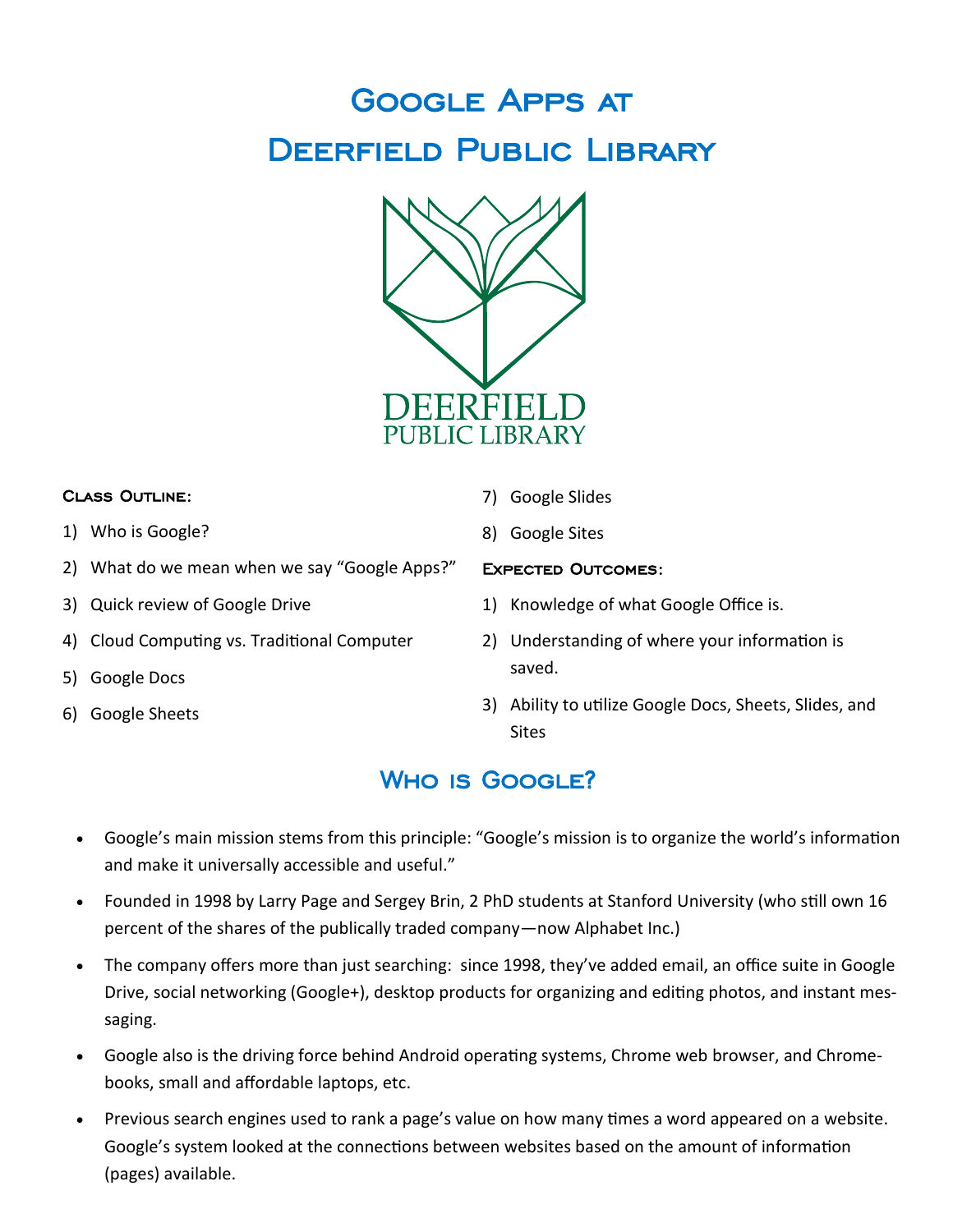# Google Apps at Deerfield Public Library

DEERFIELD PUBLIC LIBRARY

### Class Outline:

1) Who is Google?
2) What do we mean when we say "Google Apps?"
3) Quick review of Google Drive
4) Cloud Computing vs. Traditional Computer
5) Google Docs
6) Google Sheets
7) Google Slides
8) Google Sites

### Expected Outcomes:

1) Knowledge of what Google Office is.
2) Understanding of where your information is saved.
3) Ability to utilize Google Docs, Sheets, Slides, and Sites

## Who is Google?

- Google's main mission stems from this principle: "Google's mission is to organize the world's information and make it universally accessible and useful."
- Founded in 1998 by Larry Page and Sergey Brin, 2 PhD students at Stanford University (who still own 16 percent of the shares of the publically traded company—now Alphabet Inc.)
- The company offers more than just searching: since 1998, they've added email, an office suite in Google Drive, social networking (Google+), desktop products for organizing and editing photos, and instant messaging.
- Google also is the driving force behind Android operating systems, Chrome web browser, and Chromebooks, small and affordable laptops, etc.
- Previous search engines used to rank a page's value on how many times a word appeared on a website. Google's system looked at the connections between websites based on the amount of information (pages) available.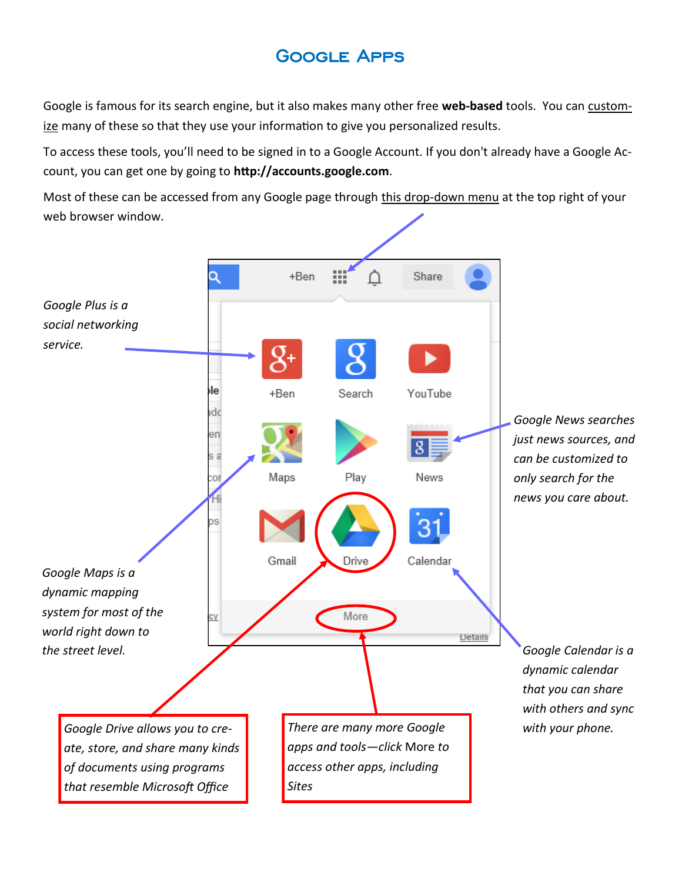# Google Apps

Google is famous for its search engine, but it also makes many other free **web-based** tools. You can customize many of these so that they use your information to give you personalized results.

To access these tools, you'll need to be signed in to a Google Account. If you don't already have a Google Account, you can get one by going to **http://accounts.google.com**.

Most of these can be accessed from any Google page through this drop-down menu at the top right of your web browser window.

*Google Plus is a social networking service.*

*Google News searches just news sources, and can be customized to only search for the news you care about.*

*Google Maps is a dynamic mapping system for most of the world right down to the street level.*

*Google Calendar is a dynamic calendar that you can share with others and sync with your phone.*

*Google Drive allows you to create, store, and share many kinds of documents using programs that resemble Microsoft Office*

*There are many more Google apps and tools—click More to access other apps, including Sites*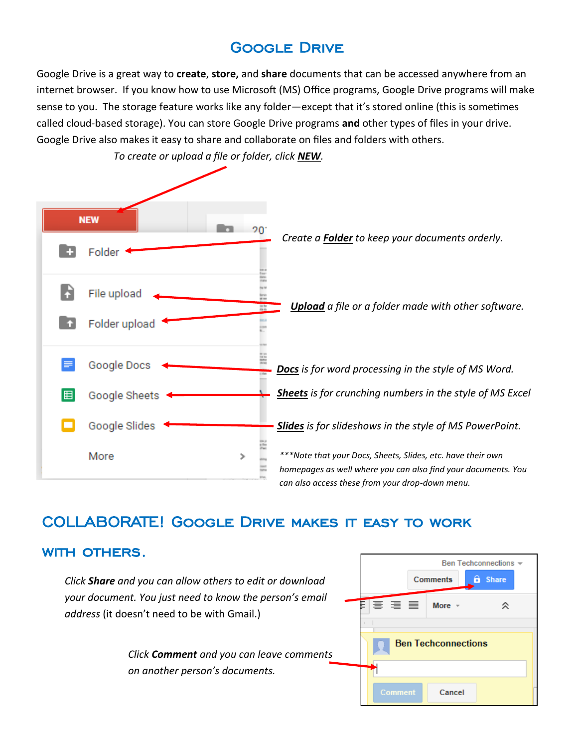# Google Drive

Google Drive is a great way to **create**, **store,** and **share** documents that can be accessed anywhere from an internet browser. If you know how to use Microsoft (MS) Office programs, Google Drive programs will make sense to you. The storage feature works like any folder—except that it's stored online (this is sometimes called cloud-based storage). You can store Google Drive programs **and** other types of files in your drive. Google Drive also makes it easy to share and collaborate on files and folders with others.

*To create or upload a file or folder, click* ***NEW****.*

*Create a* ***Folder*** *to keep your documents orderly.*

***Upload*** *a file or a folder made with other software.*

***Docs*** *is for word processing in the style of MS Word.*

***Sheets*** *is for crunching numbers in the style of MS Excel*

***Slides*** *is for slideshows in the style of MS PowerPoint.*

****Note that your Docs, Sheets, Slides, etc. have their own homepages as well where you can also find your documents. You can also access these from your drop-down menu.*

## COLLABORATE! Google Drive makes it easy to work with others.

*Click* ***Share*** *and you can allow others to edit or download your document. You just need to know the person's email address* (it doesn't need to be with Gmail.)

*Click* ***Comment*** *and you can leave comments on another person's documents.*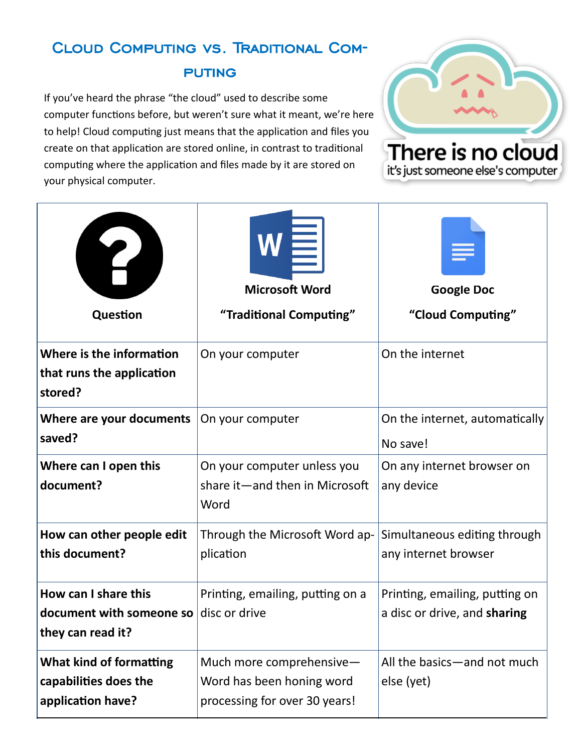## Cloud Computing vs. Traditional Computing

If you've heard the phrase "the cloud" used to describe some computer functions before, but weren't sure what it meant, we're here to help! Cloud computing just means that the application and files you create on that application are stored online, in contrast to traditional computing where the application and files made by it are stored on your physical computer.

There is no cloud
it's just someone else's computer

| Question | Microsoft Word "Traditional Computing" | Google Doc "Cloud Computing" |
|---|---|---|
| **Where is the information that runs the application stored?** | On your computer | On the internet |
| **Where are your documents saved?** | On your computer | On the internet, automatically No save! |
| **Where can I open this document?** | On your computer unless you share it—and then in Microsoft Word | On any internet browser on any device |
| **How can other people edit this document?** | Through the Microsoft Word application | Simultaneous editing through any internet browser |
| **How can I share this document with someone so they can read it?** | Printing, emailing, putting on a disc or drive | Printing, emailing, putting on a disc or drive, and **sharing** |
| **What kind of formatting capabilities does the application have?** | Much more comprehensive—Word has been honing word processing for over 30 years! | All the basics—and not much else (yet) |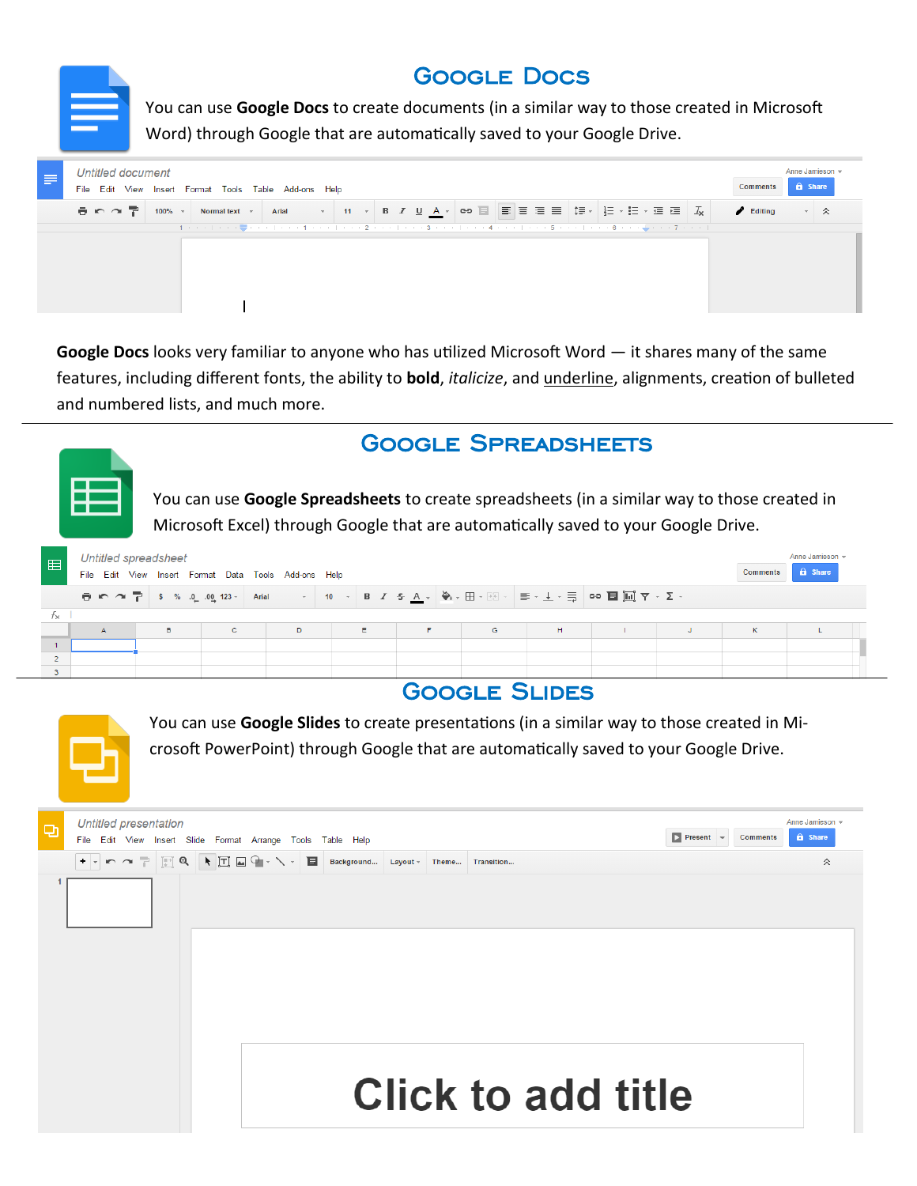## Google Docs

You can use **Google Docs** to create documents (in a similar way to those created in Microsoft Word) through Google that are automatically saved to your Google Drive.

**Google Docs** looks very familiar to anyone who has utilized Microsoft Word — it shares many of the same features, including different fonts, the ability to **bold**, *italicize*, and <u>underline</u>, alignments, creation of bulleted and numbered lists, and much more.

---

## Google Spreadsheets

You can use **Google Spreadsheets** to create spreadsheets (in a similar way to those created in Microsoft Excel) through Google that are automatically saved to your Google Drive.

---

## Google Slides

You can use **Google Slides** to create presentations (in a similar way to those created in Microsoft PowerPoint) through Google that are automatically saved to your Google Drive.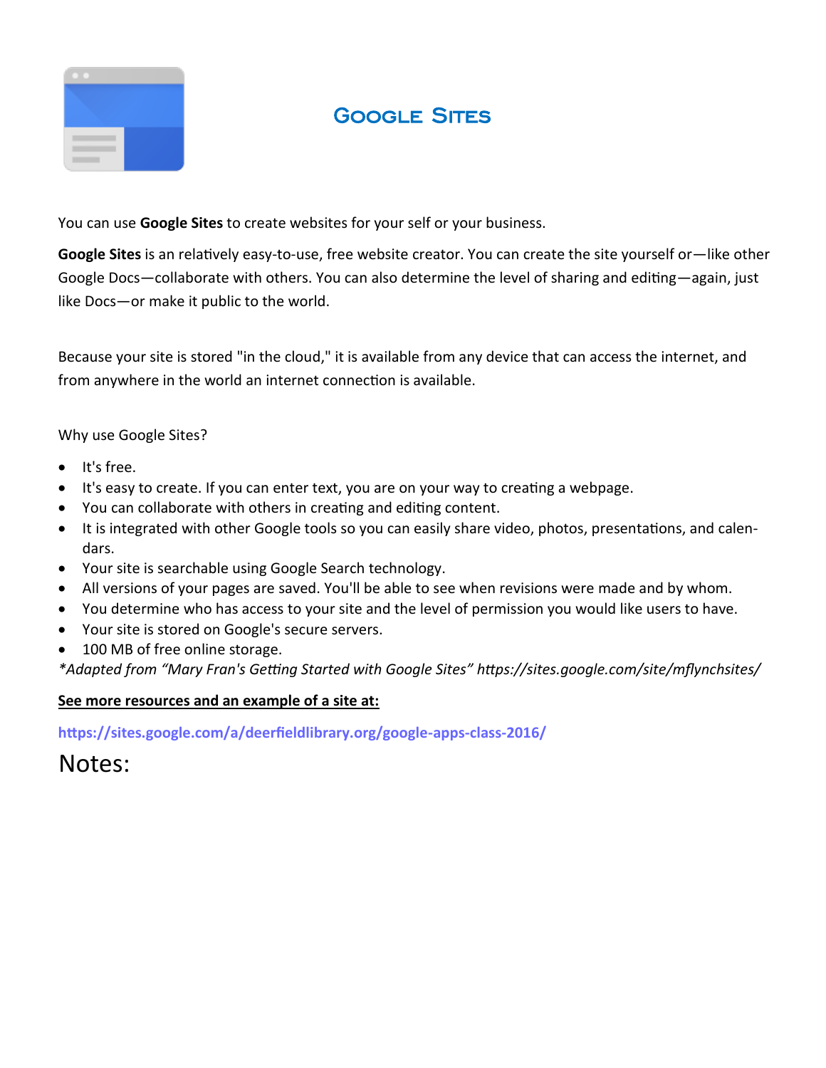# Google Sites

You can use **Google Sites** to create websites for your self or your business.

**Google Sites** is an relatively easy-to-use, free website creator. You can create the site yourself or—like other Google Docs—collaborate with others. You can also determine the level of sharing and editing—again, just like Docs—or make it public to the world.

Because your site is stored "in the cloud," it is available from any device that can access the internet, and from anywhere in the world an internet connection is available.

Why use Google Sites?

- It's free.
- It's easy to create. If you can enter text, you are on your way to creating a webpage.
- You can collaborate with others in creating and editing content.
- It is integrated with other Google tools so you can easily share video, photos, presentations, and calendars.
- Your site is searchable using Google Search technology.
- All versions of your pages are saved. You'll be able to see when revisions were made and by whom.
- You determine who has access to your site and the level of permission you would like users to have.
- Your site is stored on Google's secure servers.
- 100 MB of free online storage.

*\*Adapted from "Mary Fran's Getting Started with Google Sites" https://sites.google.com/site/mflynchsites/*

**See more resources and an example of a site at:**

https://sites.google.com/a/deerfieldlibrary.org/google-apps-class-2016/

## Notes: